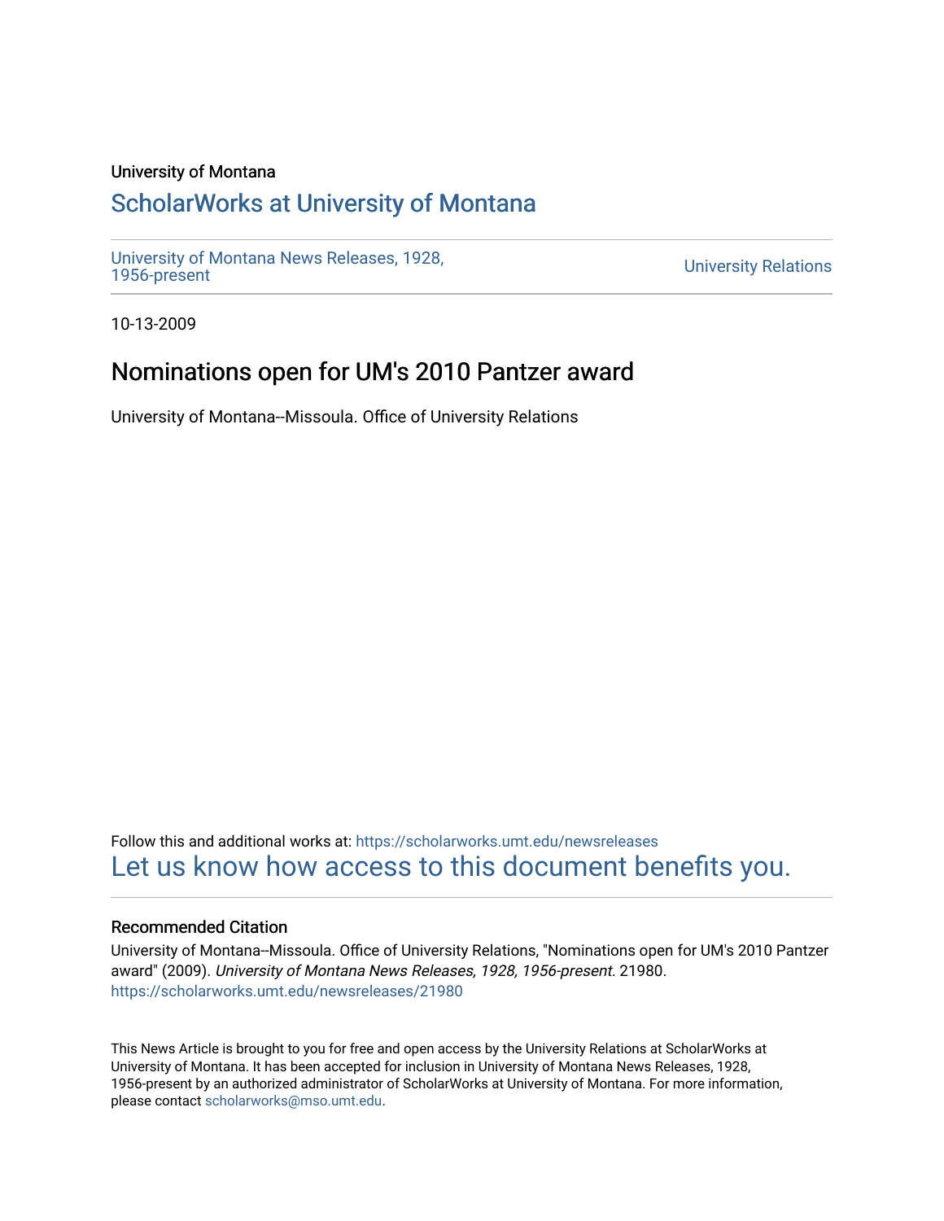University of Montana

# ScholarWorks at University of Montana

University of Montana News Releases, 1928, 1956-present

University Relations

10-13-2009

## Nominations open for UM's 2010 Pantzer award

University of Montana--Missoula. Office of University Relations

Follow this and additional works at: https://scholarworks.umt.edu/newsreleases

Let us know how access to this document benefits you.

### Recommended Citation

University of Montana--Missoula. Office of University Relations, "Nominations open for UM's 2010 Pantzer award" (2009). *University of Montana News Releases, 1928, 1956-present*. 21980.
https://scholarworks.umt.edu/newsreleases/21980

This News Article is brought to you for free and open access by the University Relations at ScholarWorks at University of Montana. It has been accepted for inclusion in University of Montana News Releases, 1928, 1956-present by an authorized administrator of ScholarWorks at University of Montana. For more information, please contact scholarworks@mso.umt.edu.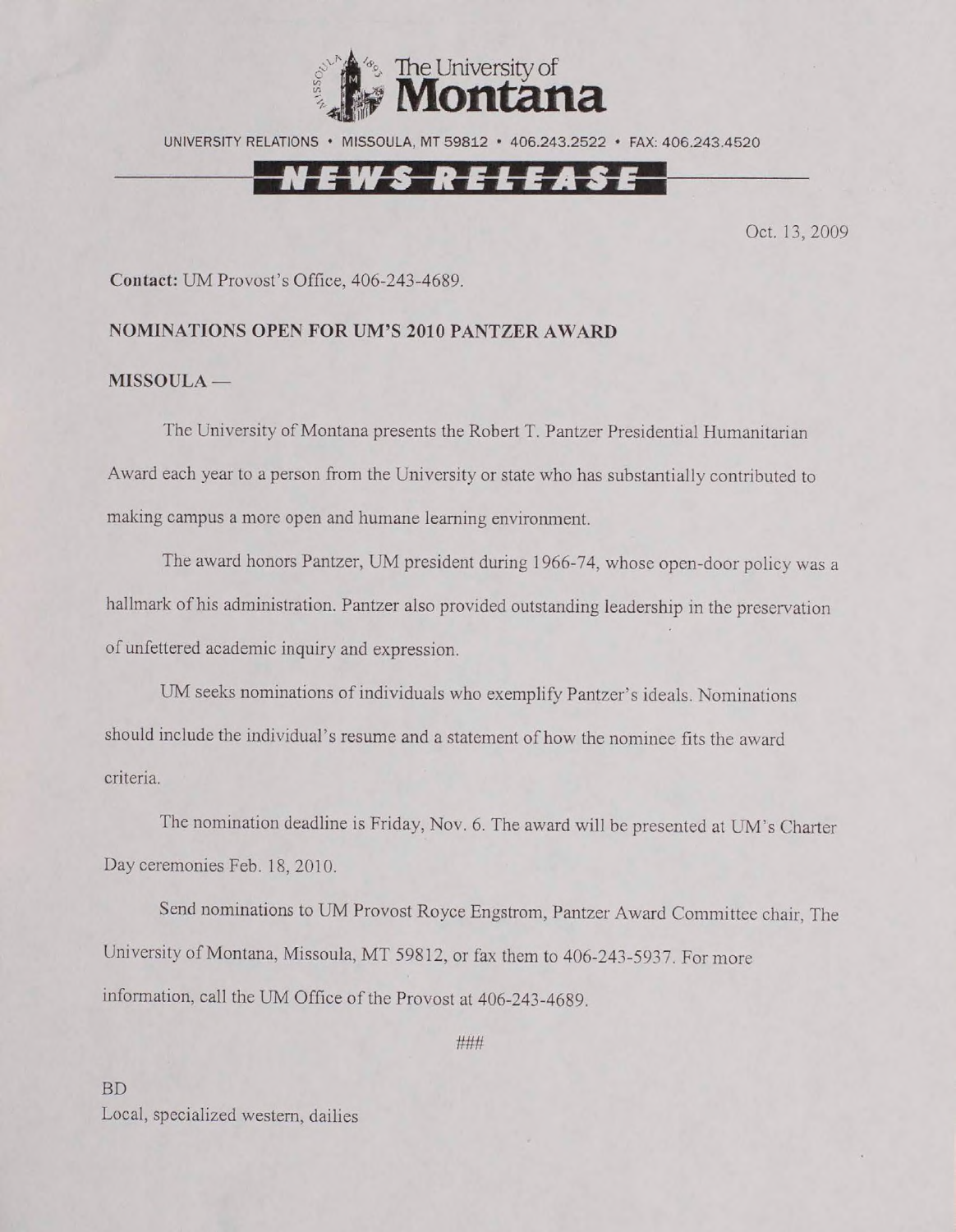The University of **Montana**

UNIVERSITY RELATIONS • MISSOULA, MT 59812 • 406.243.2522 • FAX: 406.243.4520

**NEWS RELEASE**

Oct. 13, 2009

**Contact:** UM Provost's Office, 406-243-4689.

**NOMINATIONS OPEN FOR UM'S 2010 PANTZER AWARD**

**MISSOULA —**

The University of Montana presents the Robert T. Pantzer Presidential Humanitarian Award each year to a person from the University or state who has substantially contributed to making campus a more open and humane learning environment.

The award honors Pantzer, UM president during 1966-74, whose open-door policy was a hallmark of his administration. Pantzer also provided outstanding leadership in the preservation of unfettered academic inquiry and expression.

UM seeks nominations of individuals who exemplify Pantzer's ideals. Nominations should include the individual's resume and a statement of how the nominee fits the award criteria.

The nomination deadline is Friday, Nov. 6. The award will be presented at UM's Charter Day ceremonies Feb. 18, 2010.

Send nominations to UM Provost Royce Engstrom, Pantzer Award Committee chair, The University of Montana, Missoula, MT 59812, or fax them to 406-243-5937. For more information, call the UM Office of the Provost at 406-243-4689.

###

BD
Local, specialized western, dailies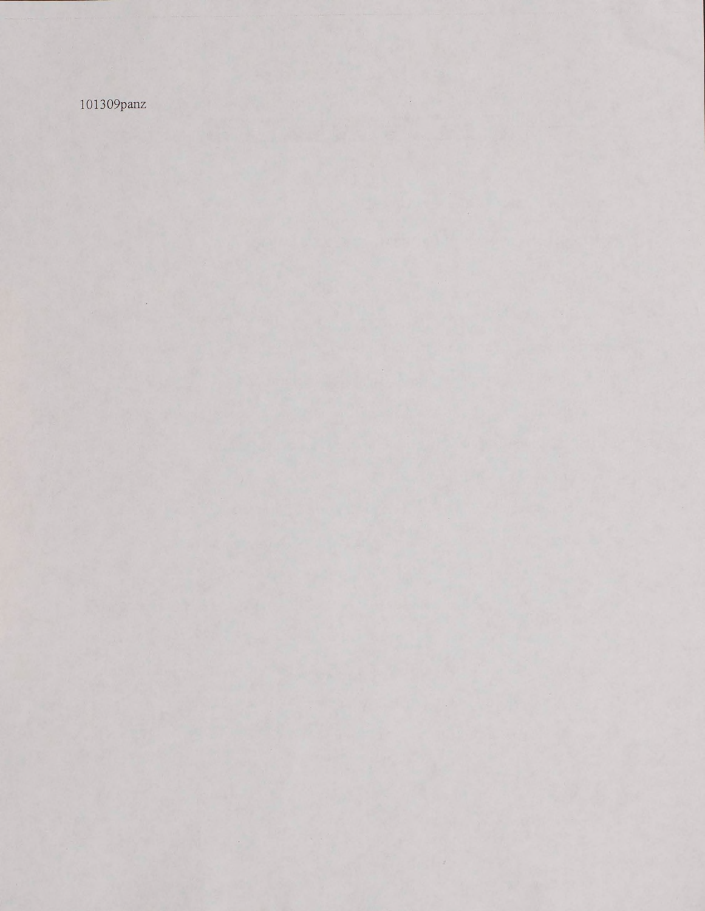101309panz